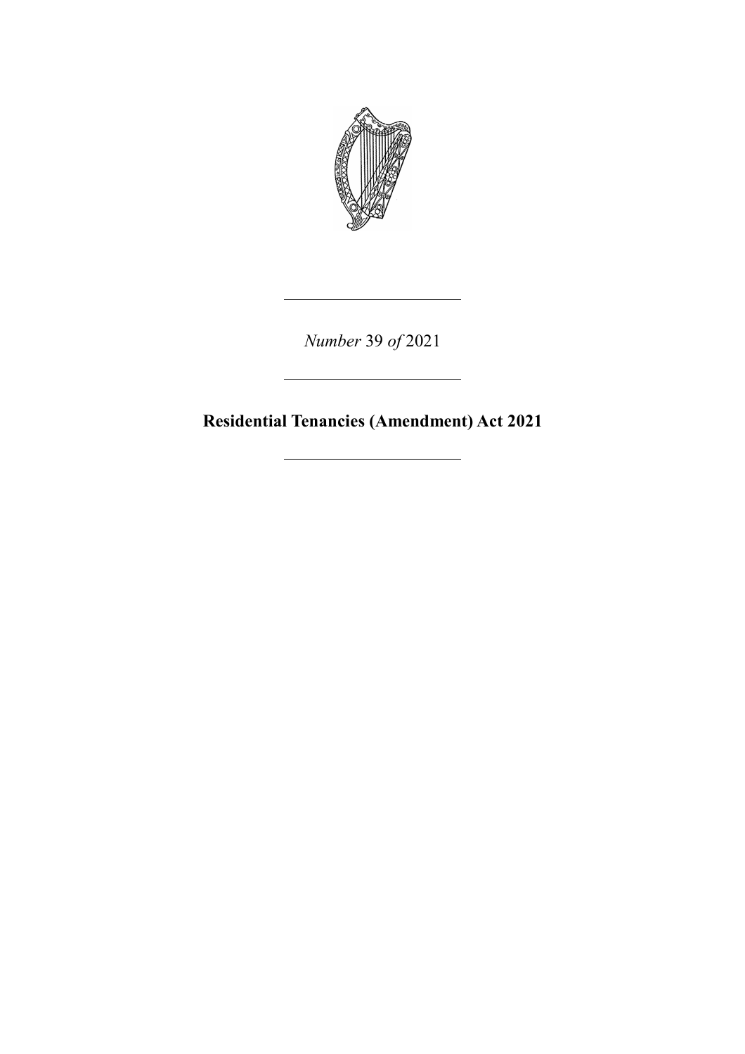*Number* 39 *of* 2021

# Residential Tenancies (Amendment) Act 2021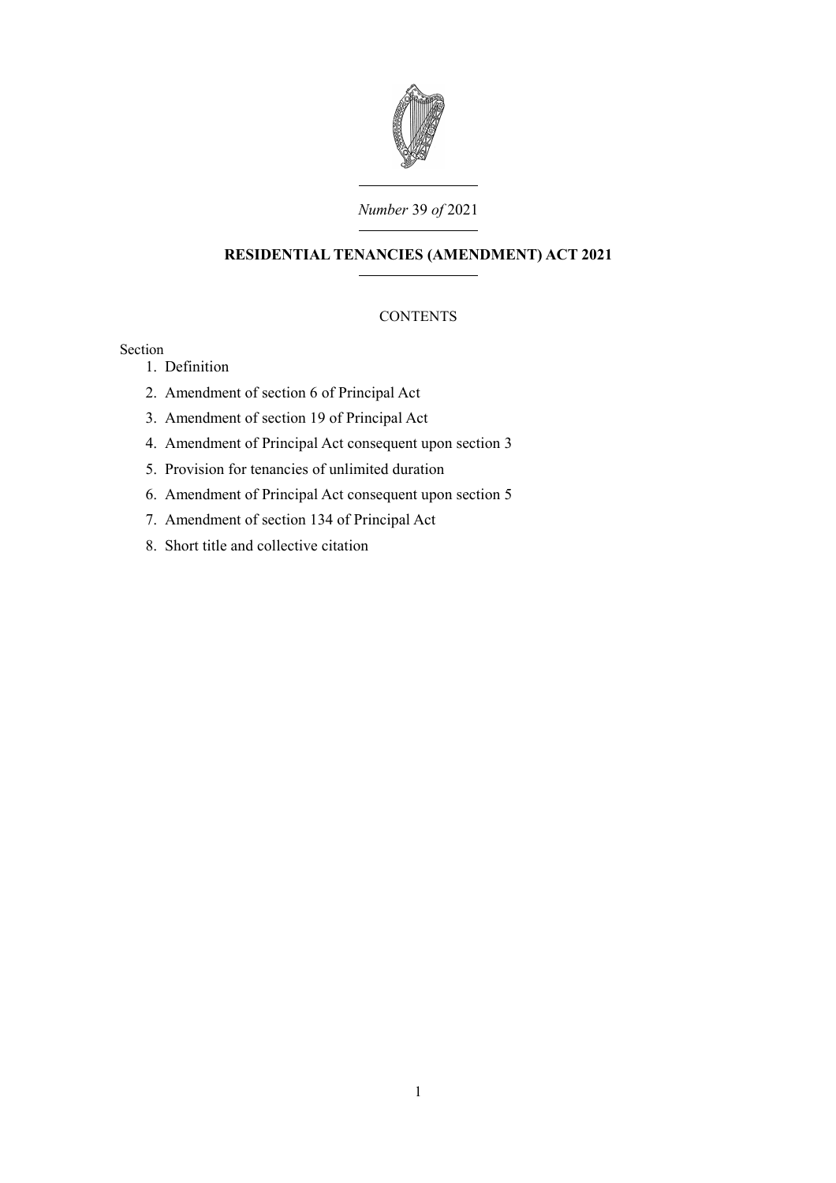*Number* 39 *of* 2021

**RESIDENTIAL TENANCIES (AMENDMENT) ACT 2021**

CONTENTS

Section

1. Definition
2. Amendment of section 6 of Principal Act
3. Amendment of section 19 of Principal Act
4. Amendment of Principal Act consequent upon section 3
5. Provision for tenancies of unlimited duration
6. Amendment of Principal Act consequent upon section 5
7. Amendment of section 134 of Principal Act
8. Short title and collective citation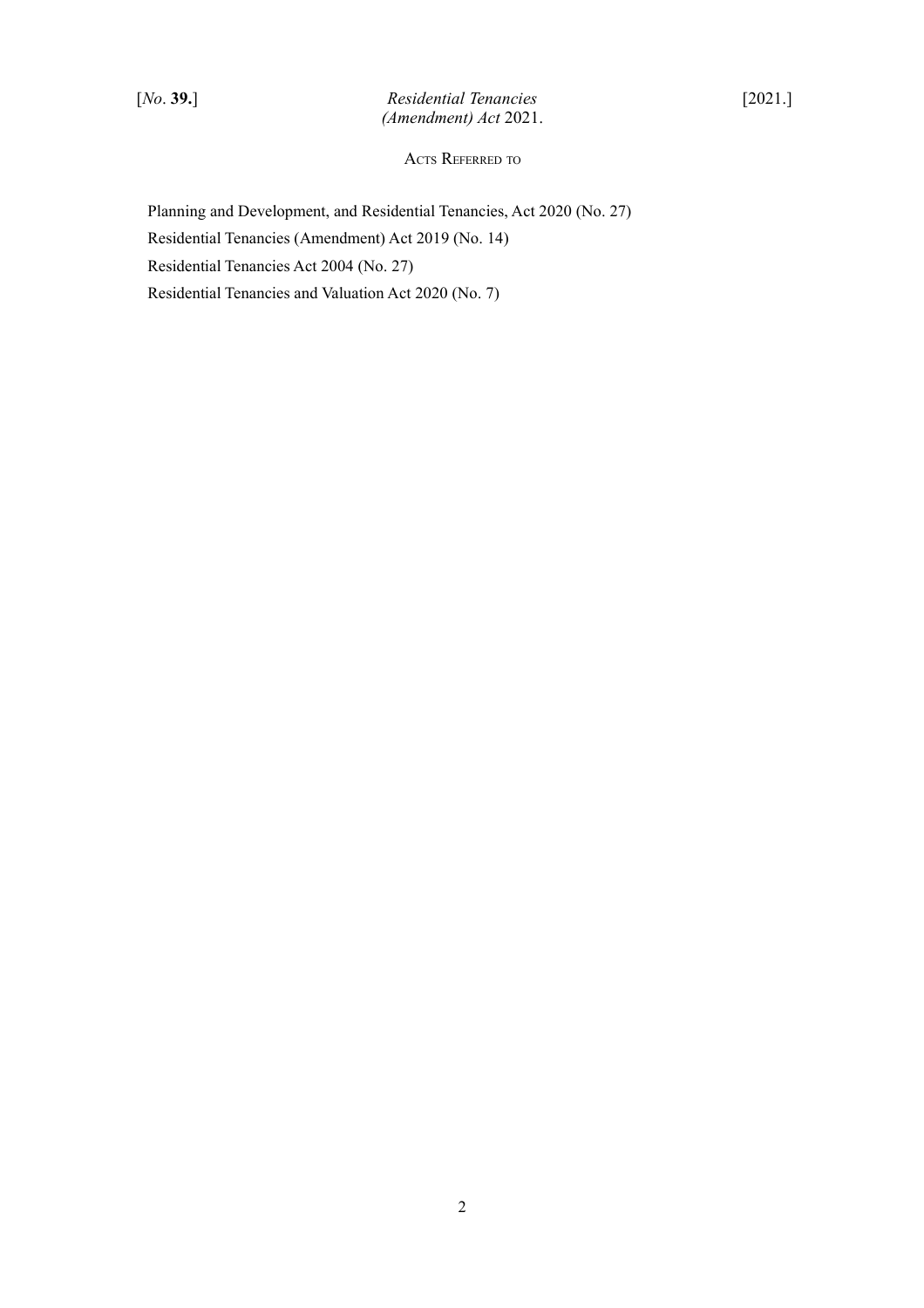## Acts Referred to

Planning and Development, and Residential Tenancies, Act 2020 (No. 27)

Residential Tenancies (Amendment) Act 2019 (No. 14)

Residential Tenancies Act 2004 (No. 27)

Residential Tenancies and Valuation Act 2020 (No. 7)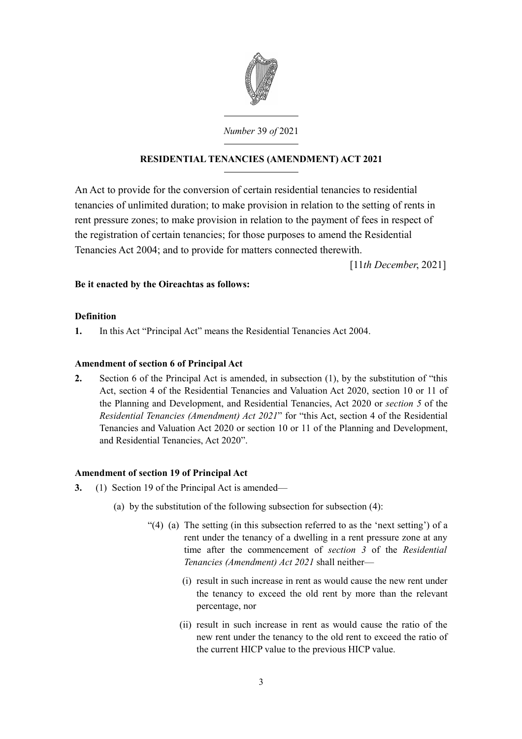*Number* 39 *of* 2021

**RESIDENTIAL TENANCIES (AMENDMENT) ACT 2021**

An Act to provide for the conversion of certain residential tenancies to residential tenancies of unlimited duration; to make provision in relation to the setting of rents in rent pressure zones; to make provision in relation to the payment of fees in respect of the registration of certain tenancies; for those purposes to amend the Residential Tenancies Act 2004; and to provide for matters connected therewith.

[11*th December*, 2021]

**Be it enacted by the Oireachtas as follows:**

**Definition**

**1.** In this Act "Principal Act" means the Residential Tenancies Act 2004.

**Amendment of section 6 of Principal Act**

**2.** Section 6 of the Principal Act is amended, in subsection (1), by the substitution of "this Act, section 4 of the Residential Tenancies and Valuation Act 2020, section 10 or 11 of the Planning and Development, and Residential Tenancies, Act 2020 or *section 5* of the *Residential Tenancies (Amendment) Act 2021*" for "this Act, section 4 of the Residential Tenancies and Valuation Act 2020 or section 10 or 11 of the Planning and Development, and Residential Tenancies, Act 2020".

**Amendment of section 19 of Principal Act**

**3.** (1) Section 19 of the Principal Act is amended—

(a) by the substitution of the following subsection for subsection (4):

"(4) (a) The setting (in this subsection referred to as the 'next setting') of a rent under the tenancy of a dwelling in a rent pressure zone at any time after the commencement of *section 3* of the *Residential Tenancies (Amendment) Act 2021* shall neither—

(i) result in such increase in rent as would cause the new rent under the tenancy to exceed the old rent by more than the relevant percentage, nor

(ii) result in such increase in rent as would cause the ratio of the new rent under the tenancy to the old rent to exceed the ratio of the current HICP value to the previous HICP value.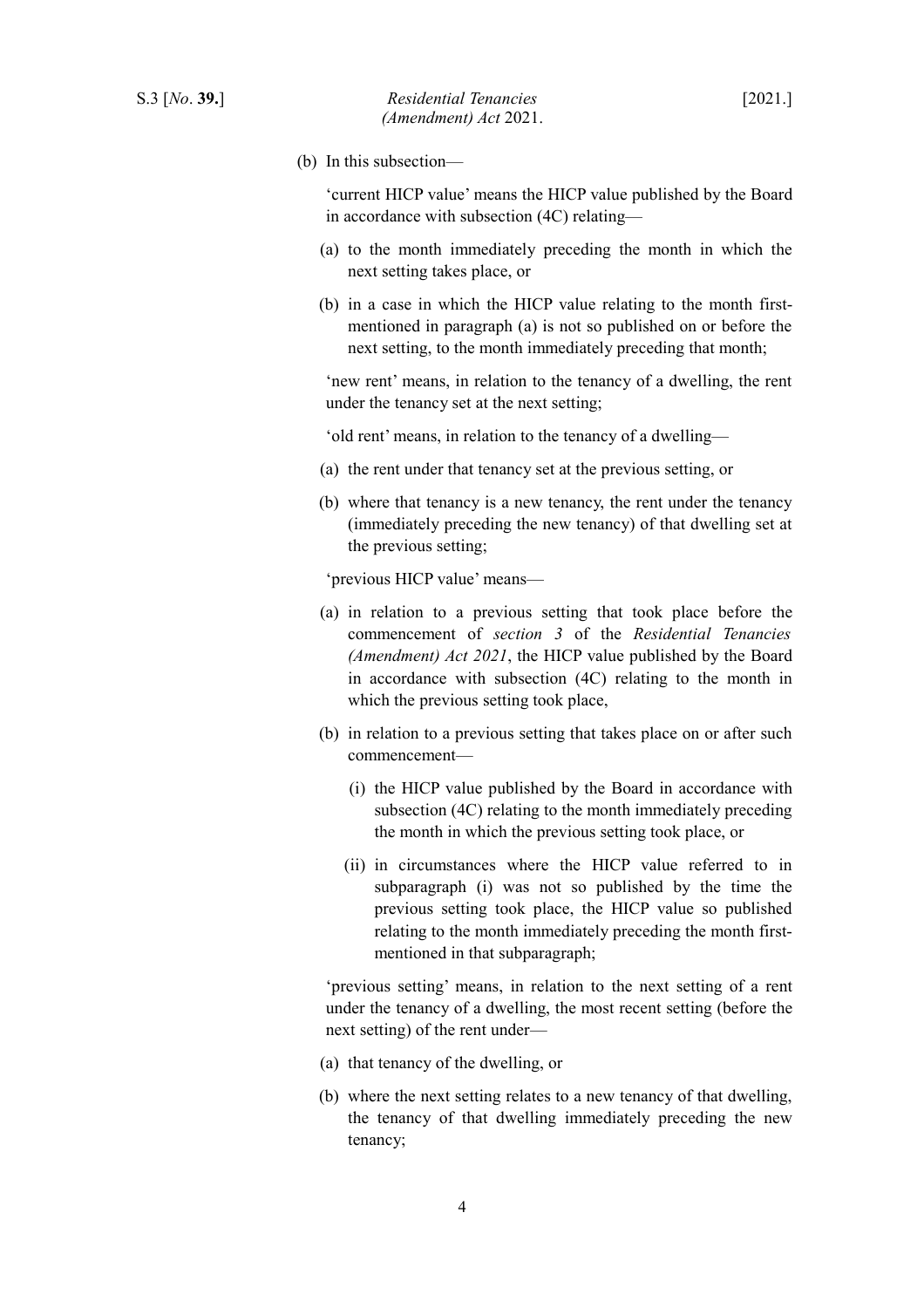(b) In this subsection—

'current HICP value' means the HICP value published by the Board in accordance with subsection (4C) relating—

(a) to the month immediately preceding the month in which the next setting takes place, or

(b) in a case in which the HICP value relating to the month first-mentioned in paragraph (a) is not so published on or before the next setting, to the month immediately preceding that month;

'new rent' means, in relation to the tenancy of a dwelling, the rent under the tenancy set at the next setting;

'old rent' means, in relation to the tenancy of a dwelling—

(a) the rent under that tenancy set at the previous setting, or

(b) where that tenancy is a new tenancy, the rent under the tenancy (immediately preceding the new tenancy) of that dwelling set at the previous setting;

'previous HICP value' means—

(a) in relation to a previous setting that took place before the commencement of *section 3* of the *Residential Tenancies (Amendment) Act 2021*, the HICP value published by the Board in accordance with subsection (4C) relating to the month in which the previous setting took place,

(b) in relation to a previous setting that takes place on or after such commencement—

   (i) the HICP value published by the Board in accordance with subsection (4C) relating to the month immediately preceding the month in which the previous setting took place, or

   (ii) in circumstances where the HICP value referred to in subparagraph (i) was not so published by the time the previous setting took place, the HICP value so published relating to the month immediately preceding the month first-mentioned in that subparagraph;

'previous setting' means, in relation to the next setting of a rent under the tenancy of a dwelling, the most recent setting (before the next setting) of the rent under—

(a) that tenancy of the dwelling, or

(b) where the next setting relates to a new tenancy of that dwelling, the tenancy of that dwelling immediately preceding the new tenancy;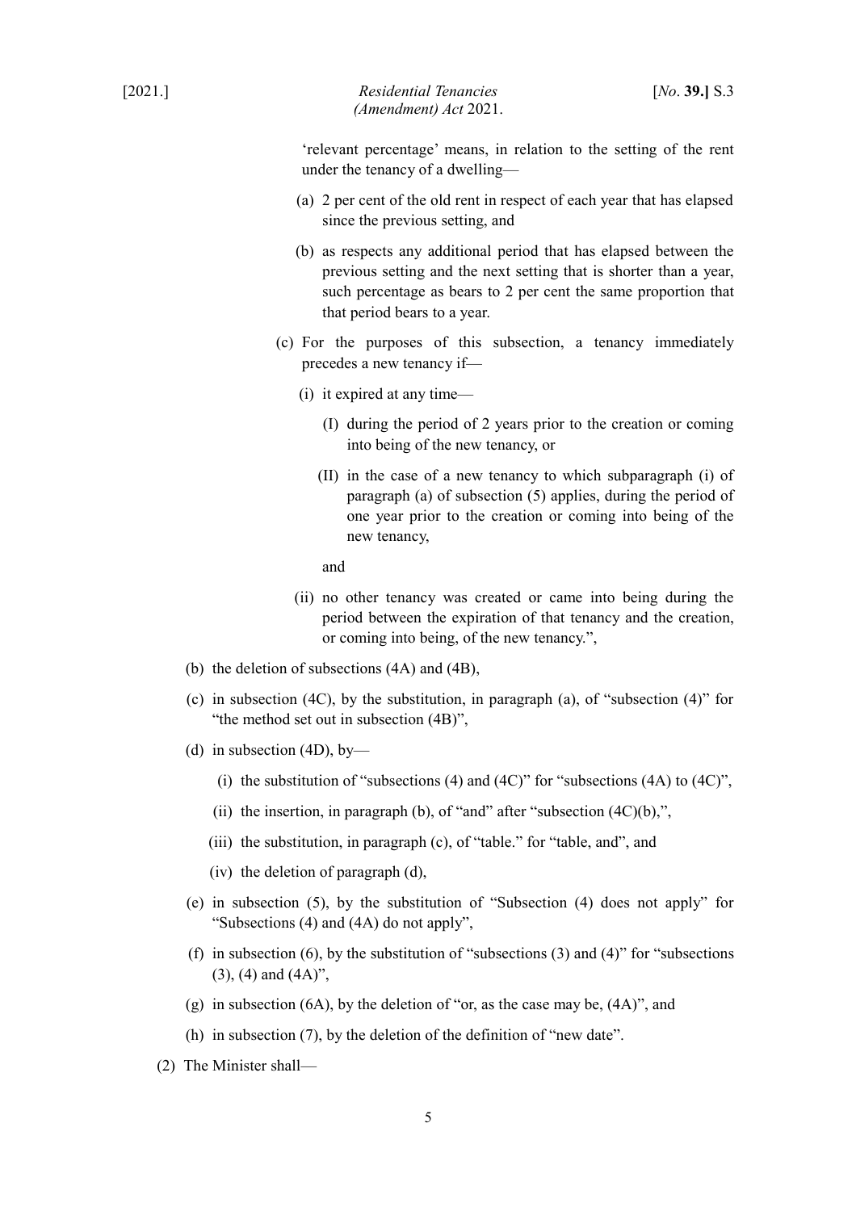'relevant percentage' means, in relation to the setting of the rent under the tenancy of a dwelling—

(a) 2 per cent of the old rent in respect of each year that has elapsed since the previous setting, and

(b) as respects any additional period that has elapsed between the previous setting and the next setting that is shorter than a year, such percentage as bears to 2 per cent the same proportion that that period bears to a year.

(c) For the purposes of this subsection, a tenancy immediately precedes a new tenancy if—

(i) it expired at any time—

(I) during the period of 2 years prior to the creation or coming into being of the new tenancy, or

(II) in the case of a new tenancy to which subparagraph (i) of paragraph (a) of subsection (5) applies, during the period of one year prior to the creation or coming into being of the new tenancy,

and

(ii) no other tenancy was created or came into being during the period between the expiration of that tenancy and the creation, or coming into being, of the new tenancy.",

(b) the deletion of subsections (4A) and (4B),

(c) in subsection (4C), by the substitution, in paragraph (a), of "subsection (4)" for "the method set out in subsection (4B)",

(d) in subsection (4D), by—

(i) the substitution of "subsections (4) and (4C)" for "subsections (4A) to (4C)",

(ii) the insertion, in paragraph (b), of "and" after "subsection (4C)(b),",

(iii) the substitution, in paragraph (c), of "table." for "table, and", and

(iv) the deletion of paragraph (d),

(e) in subsection (5), by the substitution of "Subsection (4) does not apply" for "Subsections (4) and (4A) do not apply",

(f) in subsection (6), by the substitution of "subsections (3) and (4)" for "subsections (3), (4) and (4A)",

(g) in subsection (6A), by the deletion of "or, as the case may be, (4A)", and

(h) in subsection (7), by the deletion of the definition of "new date".

(2) The Minister shall—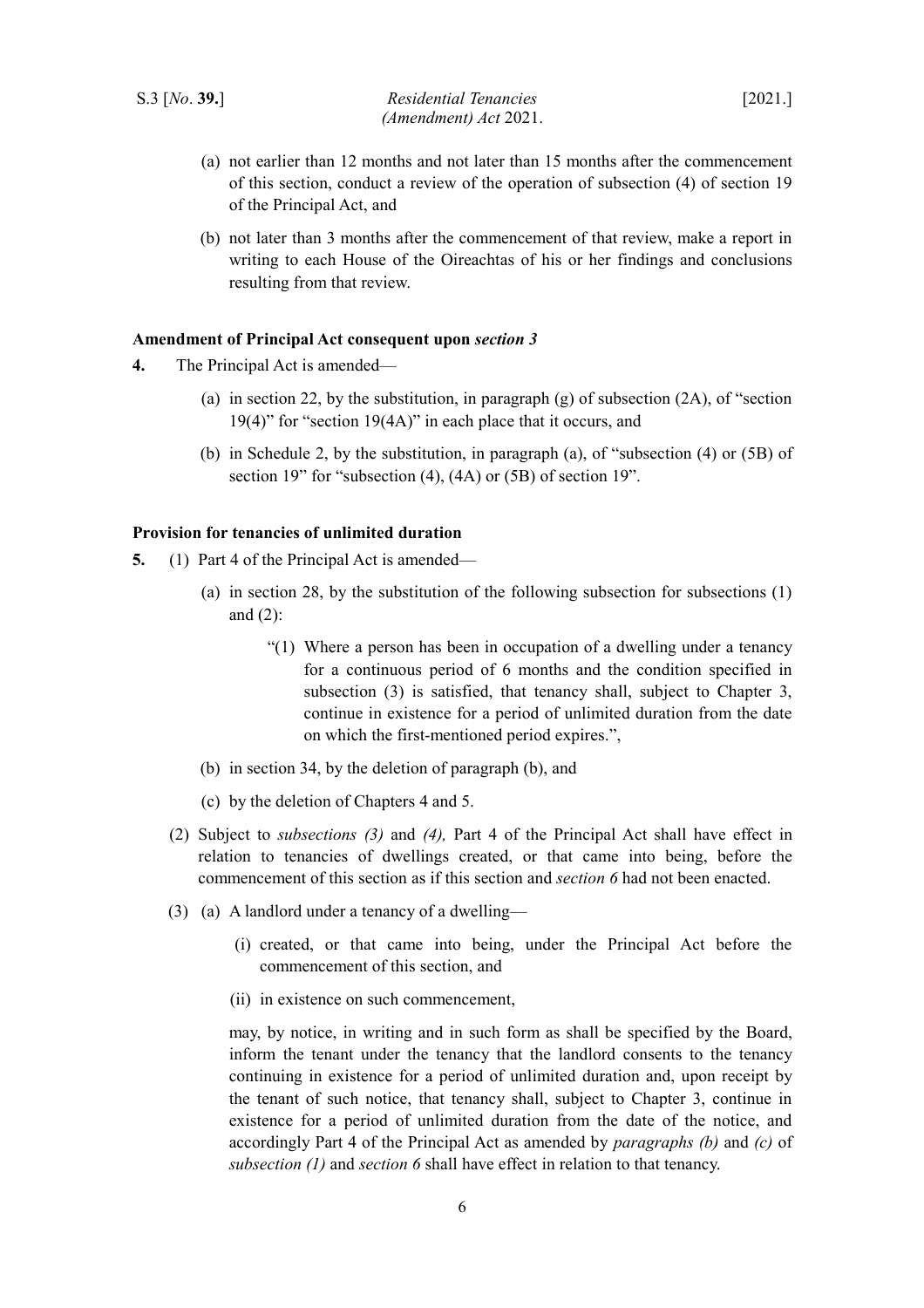(a) not earlier than 12 months and not later than 15 months after the commencement of this section, conduct a review of the operation of subsection (4) of section 19 of the Principal Act, and

(b) not later than 3 months after the commencement of that review, make a report in writing to each House of the Oireachtas of his or her findings and conclusions resulting from that review.

**Amendment of Principal Act consequent upon *section 3***

**4.** The Principal Act is amended—

(a) in section 22, by the substitution, in paragraph (g) of subsection (2A), of "section 19(4)" for "section 19(4A)" in each place that it occurs, and

(b) in Schedule 2, by the substitution, in paragraph (a), of "subsection (4) or (5B) of section 19" for "subsection (4), (4A) or (5B) of section 19".

**Provision for tenancies of unlimited duration**

**5.** (1) Part 4 of the Principal Act is amended—

(a) in section 28, by the substitution of the following subsection for subsections (1) and (2):

> "(1) Where a person has been in occupation of a dwelling under a tenancy for a continuous period of 6 months and the condition specified in subsection (3) is satisfied, that tenancy shall, subject to Chapter 3, continue in existence for a period of unlimited duration from the date on which the first-mentioned period expires.",

(b) in section 34, by the deletion of paragraph (b), and

(c) by the deletion of Chapters 4 and 5.

(2) Subject to *subsections (3)* and *(4),* Part 4 of the Principal Act shall have effect in relation to tenancies of dwellings created, or that came into being, before the commencement of this section as if this section and *section 6* had not been enacted.

(3) (a) A landlord under a tenancy of a dwelling—

(i) created, or that came into being, under the Principal Act before the commencement of this section, and

(ii) in existence on such commencement,

may, by notice, in writing and in such form as shall be specified by the Board, inform the tenant under the tenancy that the landlord consents to the tenancy continuing in existence for a period of unlimited duration and, upon receipt by the tenant of such notice, that tenancy shall, subject to Chapter 3, continue in existence for a period of unlimited duration from the date of the notice, and accordingly Part 4 of the Principal Act as amended by *paragraphs (b)* and *(c)* of *subsection (1)* and *section 6* shall have effect in relation to that tenancy.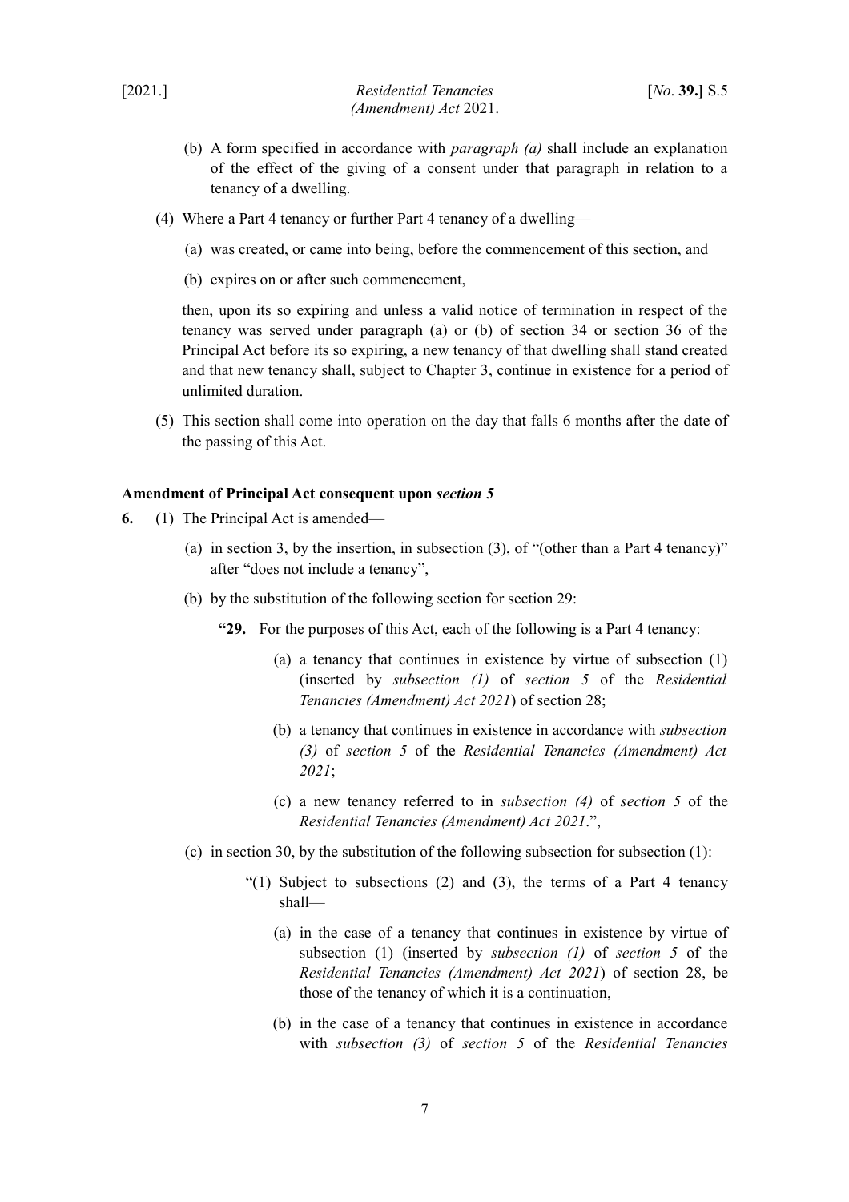(b) A form specified in accordance with *paragraph (a)* shall include an explanation of the effect of the giving of a consent under that paragraph in relation to a tenancy of a dwelling.

(4) Where a Part 4 tenancy or further Part 4 tenancy of a dwelling—

(a) was created, or came into being, before the commencement of this section, and

(b) expires on or after such commencement,

then, upon its so expiring and unless a valid notice of termination in respect of the tenancy was served under paragraph (a) or (b) of section 34 or section 36 of the Principal Act before its so expiring, a new tenancy of that dwelling shall stand created and that new tenancy shall, subject to Chapter 3, continue in existence for a period of unlimited duration.

(5) This section shall come into operation on the day that falls 6 months after the date of the passing of this Act.

**Amendment of Principal Act consequent upon *section 5***

**6.** (1) The Principal Act is amended—

(a) in section 3, by the insertion, in subsection (3), of "(other than a Part 4 tenancy)" after "does not include a tenancy",

(b) by the substitution of the following section for section 29:

**"29.** For the purposes of this Act, each of the following is a Part 4 tenancy:

(a) a tenancy that continues in existence by virtue of subsection (1) (inserted by *subsection (1)* of *section 5* of the *Residential Tenancies (Amendment) Act 2021*) of section 28;

(b) a tenancy that continues in existence in accordance with *subsection (3)* of *section 5* of the *Residential Tenancies (Amendment) Act 2021*;

(c) a new tenancy referred to in *subsection (4)* of *section 5* of the *Residential Tenancies (Amendment) Act 2021*.",

(c) in section 30, by the substitution of the following subsection for subsection (1):

"(1) Subject to subsections (2) and (3), the terms of a Part 4 tenancy shall—

(a) in the case of a tenancy that continues in existence by virtue of subsection (1) (inserted by *subsection (1)* of *section 5* of the *Residential Tenancies (Amendment) Act 2021*) of section 28, be those of the tenancy of which it is a continuation,

(b) in the case of a tenancy that continues in existence in accordance with *subsection (3)* of *section 5* of the *Residential Tenancies*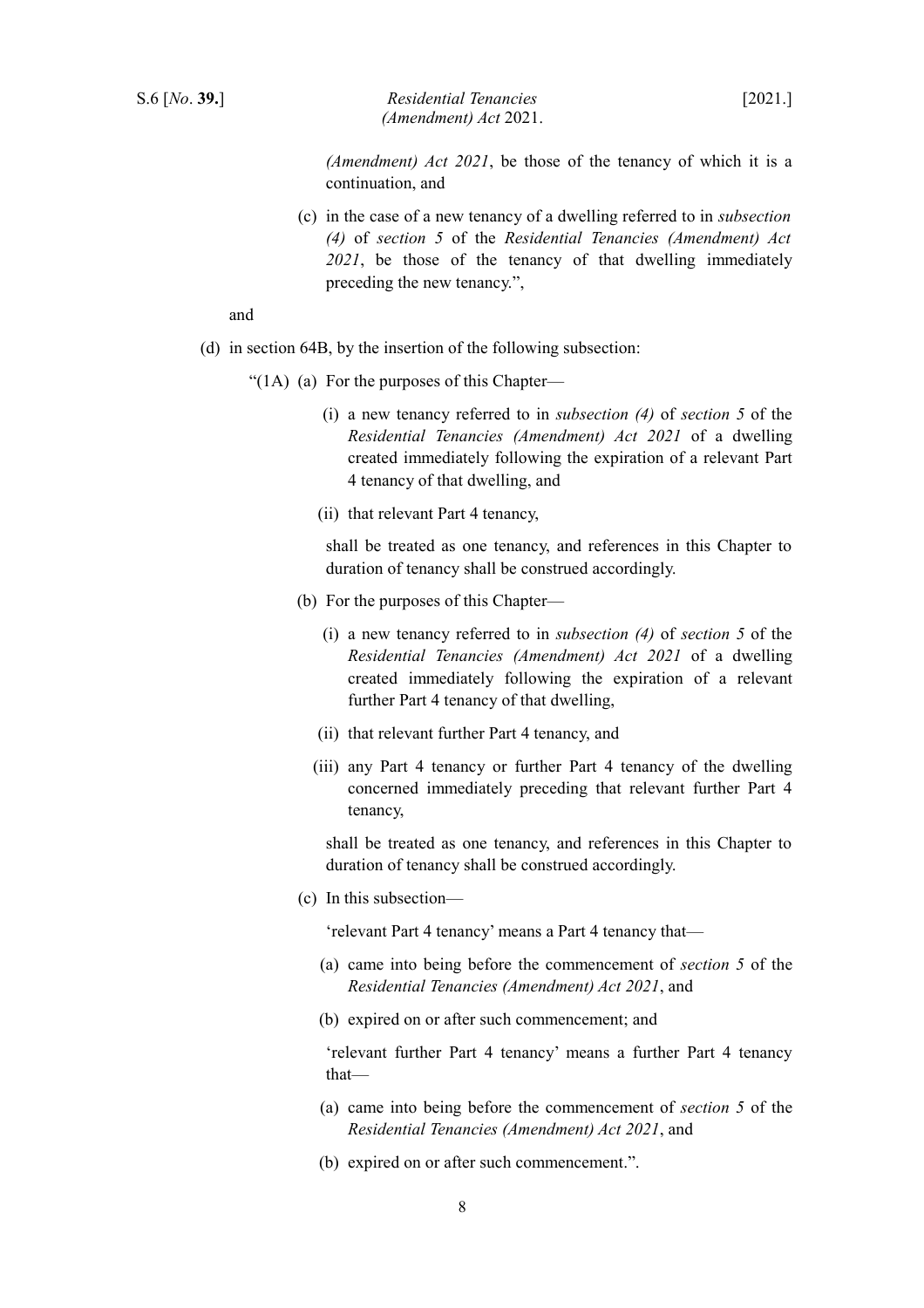*(Amendment) Act 2021*, be those of the tenancy of which it is a continuation, and

(c) in the case of a new tenancy of a dwelling referred to in *subsection (4)* of *section 5* of the *Residential Tenancies (Amendment) Act 2021*, be those of the tenancy of that dwelling immediately preceding the new tenancy.",

and

(d) in section 64B, by the insertion of the following subsection:

"(1A) (a) For the purposes of this Chapter—

(i) a new tenancy referred to in *subsection (4)* of *section 5* of the *Residential Tenancies (Amendment) Act 2021* of a dwelling created immediately following the expiration of a relevant Part 4 tenancy of that dwelling, and

(ii) that relevant Part 4 tenancy,

shall be treated as one tenancy, and references in this Chapter to duration of tenancy shall be construed accordingly.

(b) For the purposes of this Chapter—

(i) a new tenancy referred to in *subsection (4)* of *section 5* of the *Residential Tenancies (Amendment) Act 2021* of a dwelling created immediately following the expiration of a relevant further Part 4 tenancy of that dwelling,

(ii) that relevant further Part 4 tenancy, and

(iii) any Part 4 tenancy or further Part 4 tenancy of the dwelling concerned immediately preceding that relevant further Part 4 tenancy,

shall be treated as one tenancy, and references in this Chapter to duration of tenancy shall be construed accordingly.

(c) In this subsection—

'relevant Part 4 tenancy' means a Part 4 tenancy that—

(a) came into being before the commencement of *section 5* of the *Residential Tenancies (Amendment) Act 2021*, and

(b) expired on or after such commencement; and

'relevant further Part 4 tenancy' means a further Part 4 tenancy that—

(a) came into being before the commencement of *section 5* of the *Residential Tenancies (Amendment) Act 2021*, and

(b) expired on or after such commencement.".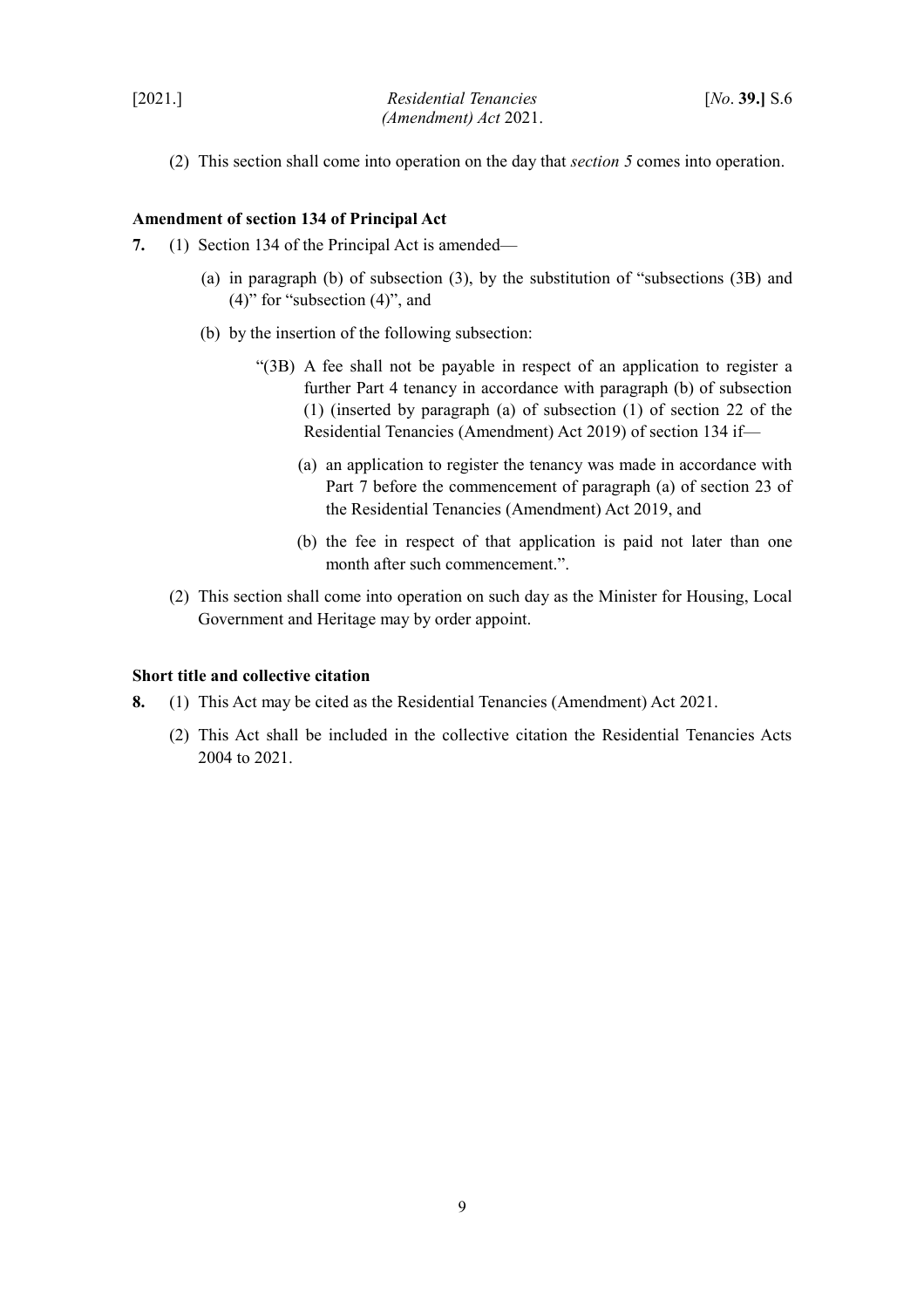(2) This section shall come into operation on the day that *section 5* comes into operation.

**Amendment of section 134 of Principal Act**

**7.** (1) Section 134 of the Principal Act is amended—

(a) in paragraph (b) of subsection (3), by the substitution of “subsections (3B) and (4)” for “subsection (4)”, and

(b) by the insertion of the following subsection:

“(3B) A fee shall not be payable in respect of an application to register a further Part 4 tenancy in accordance with paragraph (b) of subsection (1) (inserted by paragraph (a) of subsection (1) of section 22 of the Residential Tenancies (Amendment) Act 2019) of section 134 if—

(a) an application to register the tenancy was made in accordance with Part 7 before the commencement of paragraph (a) of section 23 of the Residential Tenancies (Amendment) Act 2019, and

(b) the fee in respect of that application is paid not later than one month after such commencement.”.

(2) This section shall come into operation on such day as the Minister for Housing, Local Government and Heritage may by order appoint.

**Short title and collective citation**

**8.** (1) This Act may be cited as the Residential Tenancies (Amendment) Act 2021.

(2) This Act shall be included in the collective citation the Residential Tenancies Acts 2004 to 2021.